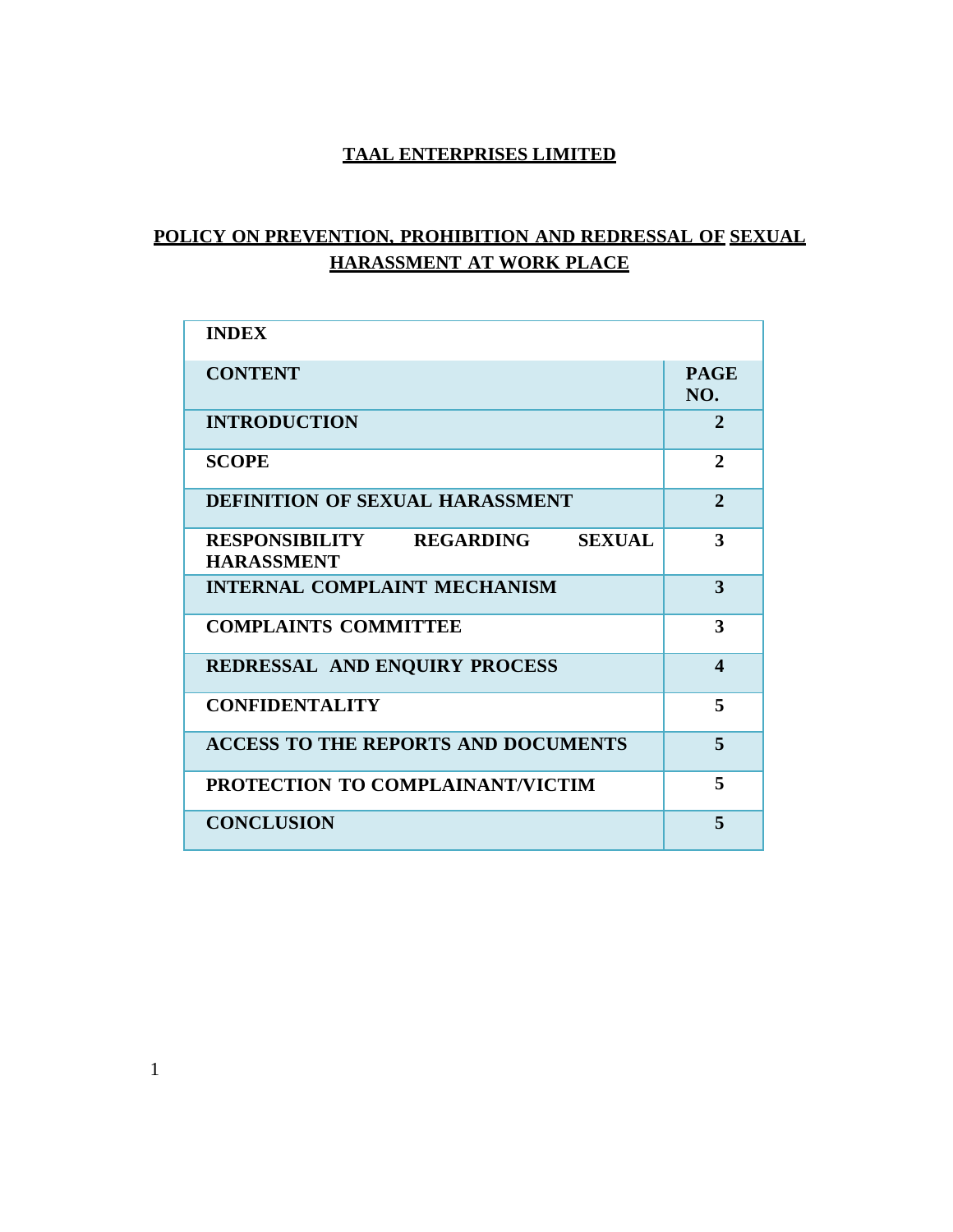**TAAL ENTERPRISES LIMITED**

# POLICY ON PREVENTION, PROHIBITION AND REDRESSAL OF SEXUAL HARASSMENT AT WORK PLACE

| INDEX | |
|---|---|
| **CONTENT** | **PAGE NO.** |
| **INTRODUCTION** | **2** |
| **SCOPE** | **2** |
| **DEFINITION OF SEXUAL HARASSMENT** | **2** |
| **RESPONSIBILITY REGARDING SEXUAL HARASSMENT** | **3** |
| **INTERNAL COMPLAINT MECHANISM** | **3** |
| **COMPLAINTS COMMITTEE** | **3** |
| **REDRESSAL AND ENQUIRY PROCESS** | **4** |
| **CONFIDENTALITY** | **5** |
| **ACCESS TO THE REPORTS AND DOCUMENTS** | **5** |
| **PROTECTION TO COMPLAINANT/VICTIM** | **5** |
| **CONCLUSION** | **5** |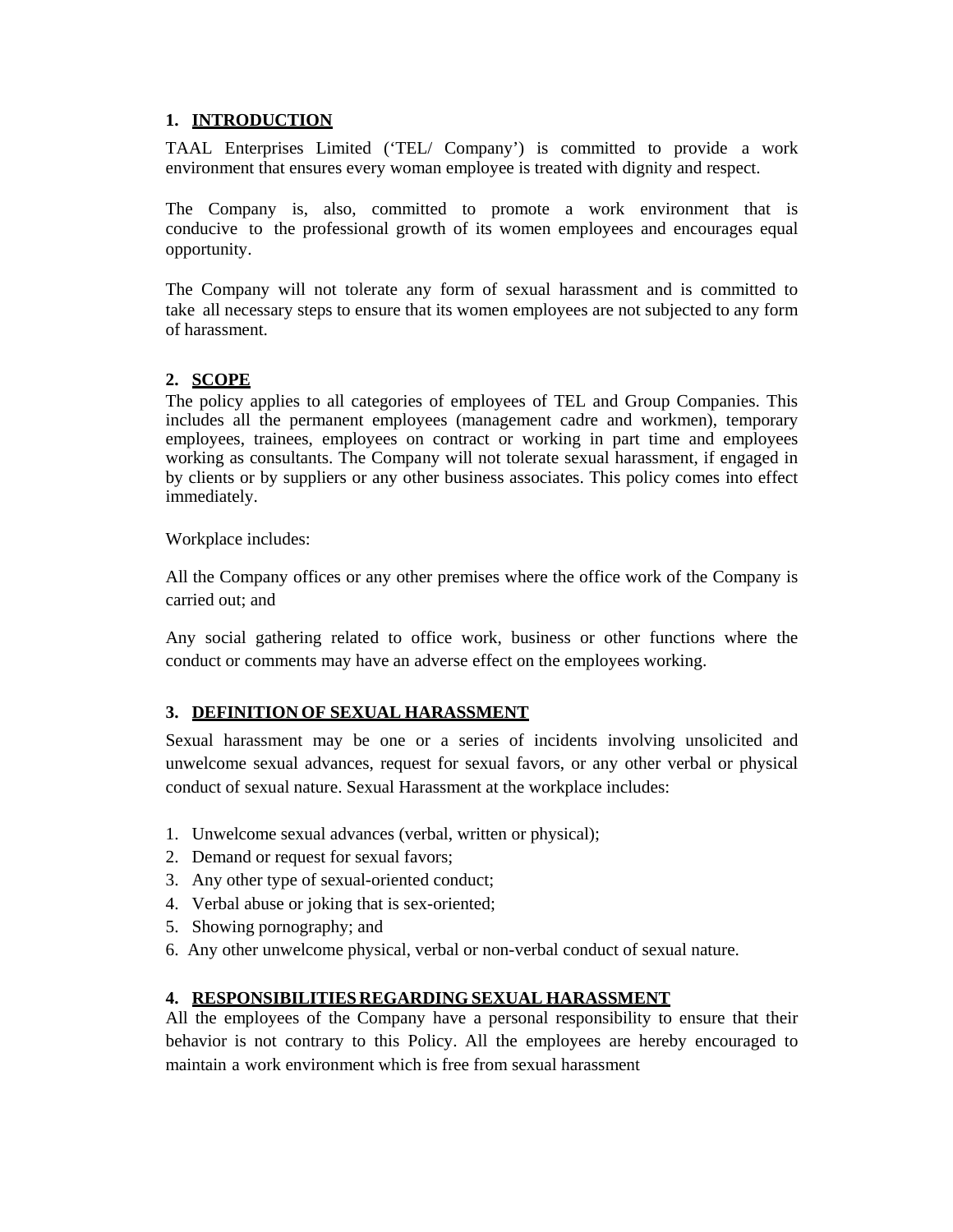## 1. INTRODUCTION

TAAL Enterprises Limited ('TEL/ Company') is committed to provide a work environment that ensures every woman employee is treated with dignity and respect.

The Company is, also, committed to promote a work environment that is conducive to the professional growth of its women employees and encourages equal opportunity.

The Company will not tolerate any form of sexual harassment and is committed to take all necessary steps to ensure that its women employees are not subjected to any form of harassment.

## 2. SCOPE

The policy applies to all categories of employees of TEL and Group Companies. This includes all the permanent employees (management cadre and workmen), temporary employees, trainees, employees on contract or working in part time and employees working as consultants. The Company will not tolerate sexual harassment, if engaged in by clients or by suppliers or any other business associates. This policy comes into effect immediately.

Workplace includes:

All the Company offices or any other premises where the office work of the Company is carried out; and

Any social gathering related to office work, business or other functions where the conduct or comments may have an adverse effect on the employees working.

## 3. DEFINITION OF SEXUAL HARASSMENT

Sexual harassment may be one or a series of incidents involving unsolicited and unwelcome sexual advances, request for sexual favors, or any other verbal or physical conduct of sexual nature. Sexual Harassment at the workplace includes:

1. Unwelcome sexual advances (verbal, written or physical);
2. Demand or request for sexual favors;
3. Any other type of sexual-oriented conduct;
4. Verbal abuse or joking that is sex-oriented;
5. Showing pornography; and
6. Any other unwelcome physical, verbal or non-verbal conduct of sexual nature.

## 4. RESPONSIBILITIES REGARDING SEXUAL HARASSMENT

All the employees of the Company have a personal responsibility to ensure that their behavior is not contrary to this Policy. All the employees are hereby encouraged to maintain a work environment which is free from sexual harassment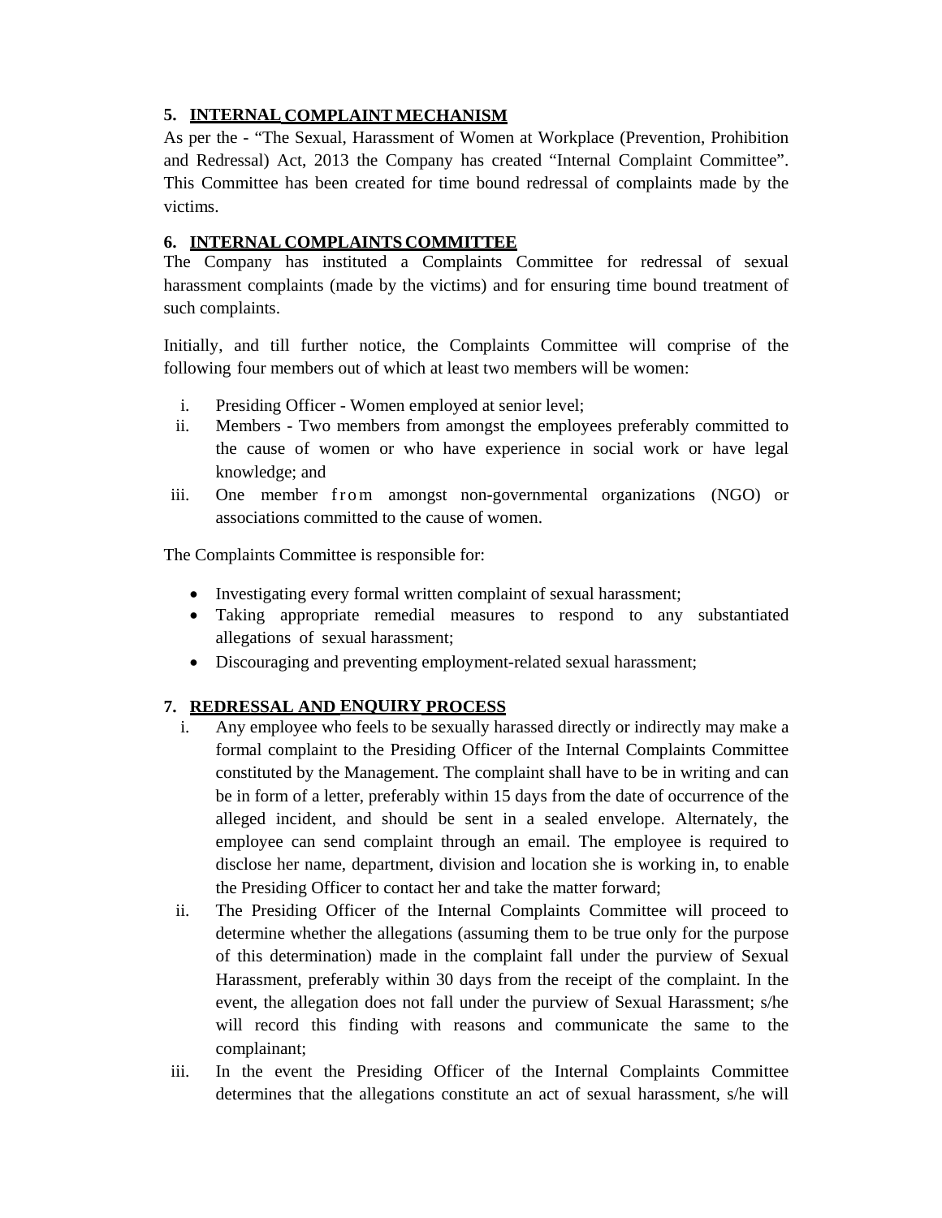## 5. INTERNAL COMPLAINT MECHANISM

As per the - "The Sexual, Harassment of Women at Workplace (Prevention, Prohibition and Redressal) Act, 2013 the Company has created "Internal Complaint Committee". This Committee has been created for time bound redressal of complaints made by the victims.

## 6. INTERNAL COMPLAINTS COMMITTEE

The Company has instituted a Complaints Committee for redressal of sexual harassment complaints (made by the victims) and for ensuring time bound treatment of such complaints.

Initially, and till further notice, the Complaints Committee will comprise of the following four members out of which at least two members will be women:

i. Presiding Officer - Women employed at senior level;
ii. Members - Two members from amongst the employees preferably committed to the cause of women or who have experience in social work or have legal knowledge; and
iii. One member from amongst non-governmental organizations (NGO) or associations committed to the cause of women.

The Complaints Committee is responsible for:

- Investigating every formal written complaint of sexual harassment;
- Taking appropriate remedial measures to respond to any substantiated allegations of sexual harassment;
- Discouraging and preventing employment-related sexual harassment;

## 7. REDRESSAL AND ENQUIRY PROCESS

i. Any employee who feels to be sexually harassed directly or indirectly may make a formal complaint to the Presiding Officer of the Internal Complaints Committee constituted by the Management. The complaint shall have to be in writing and can be in form of a letter, preferably within 15 days from the date of occurrence of the alleged incident, and should be sent in a sealed envelope. Alternately, the employee can send complaint through an email. The employee is required to disclose her name, department, division and location she is working in, to enable the Presiding Officer to contact her and take the matter forward;
ii. The Presiding Officer of the Internal Complaints Committee will proceed to determine whether the allegations (assuming them to be true only for the purpose of this determination) made in the complaint fall under the purview of Sexual Harassment, preferably within 30 days from the receipt of the complaint. In the event, the allegation does not fall under the purview of Sexual Harassment; s/he will record this finding with reasons and communicate the same to the complainant;
iii. In the event the Presiding Officer of the Internal Complaints Committee determines that the allegations constitute an act of sexual harassment, s/he will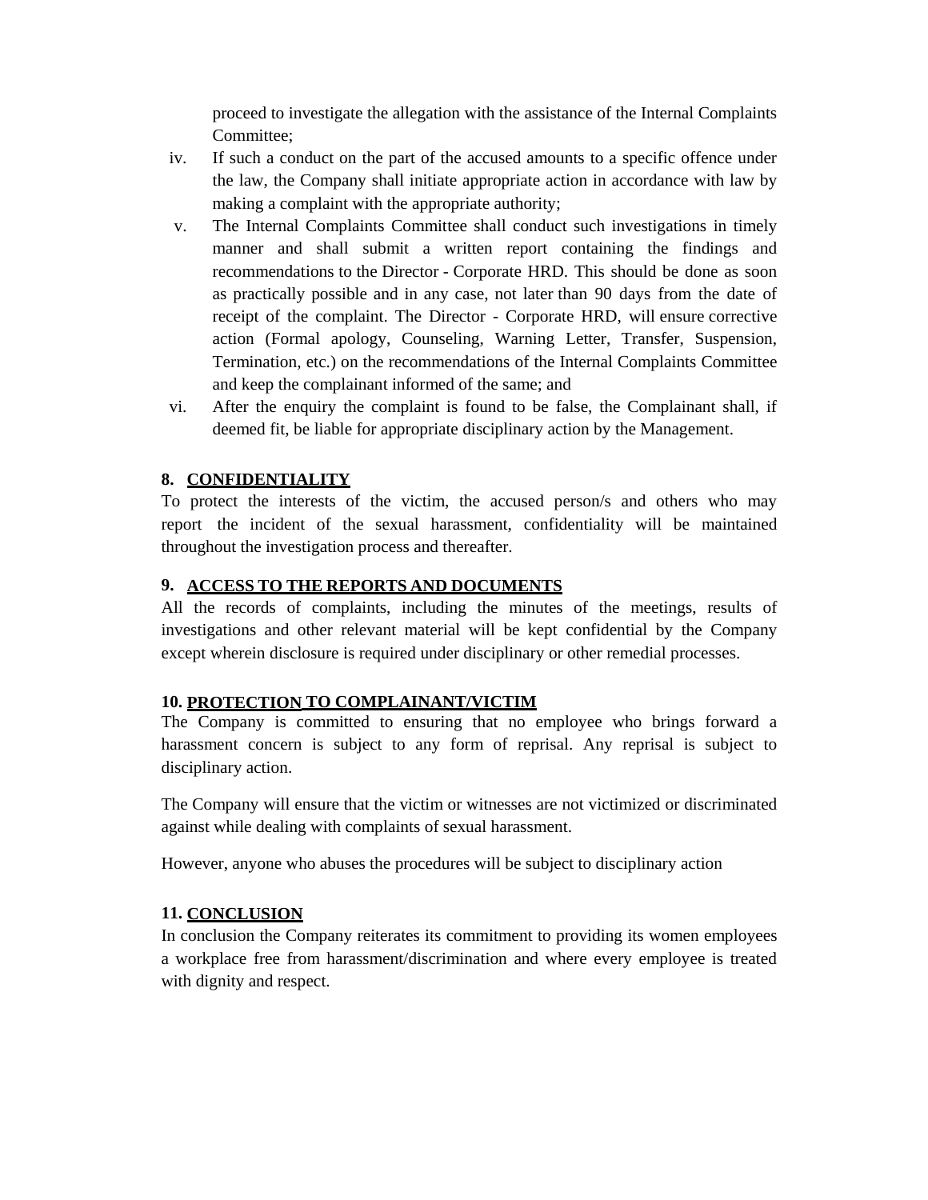proceed to investigate the allegation with the assistance of the Internal Complaints Committee;

iv. If such a conduct on the part of the accused amounts to a specific offence under the law, the Company shall initiate appropriate action in accordance with law by making a complaint with the appropriate authority;

v. The Internal Complaints Committee shall conduct such investigations in timely manner and shall submit a written report containing the findings and recommendations to the Director - Corporate HRD. This should be done as soon as practically possible and in any case, not later than 90 days from the date of receipt of the complaint. The Director - Corporate HRD, will ensure corrective action (Formal apology, Counseling, Warning Letter, Transfer, Suspension, Termination, etc.) on the recommendations of the Internal Complaints Committee and keep the complainant informed of the same; and

vi. After the enquiry the complaint is found to be false, the Complainant shall, if deemed fit, be liable for appropriate disciplinary action by the Management.

## 8. CONFIDENTIALITY

To protect the interests of the victim, the accused person/s and others who may report the incident of the sexual harassment, confidentiality will be maintained throughout the investigation process and thereafter.

## 9. ACCESS TO THE REPORTS AND DOCUMENTS

All the records of complaints, including the minutes of the meetings, results of investigations and other relevant material will be kept confidential by the Company except wherein disclosure is required under disciplinary or other remedial processes.

## 10. PROTECTION TO COMPLAINANT/VICTIM

The Company is committed to ensuring that no employee who brings forward a harassment concern is subject to any form of reprisal. Any reprisal is subject to disciplinary action.

The Company will ensure that the victim or witnesses are not victimized or discriminated against while dealing with complaints of sexual harassment.

However, anyone who abuses the procedures will be subject to disciplinary action

## 11. CONCLUSION

In conclusion the Company reiterates its commitment to providing its women employees a workplace free from harassment/discrimination and where every employee is treated with dignity and respect.